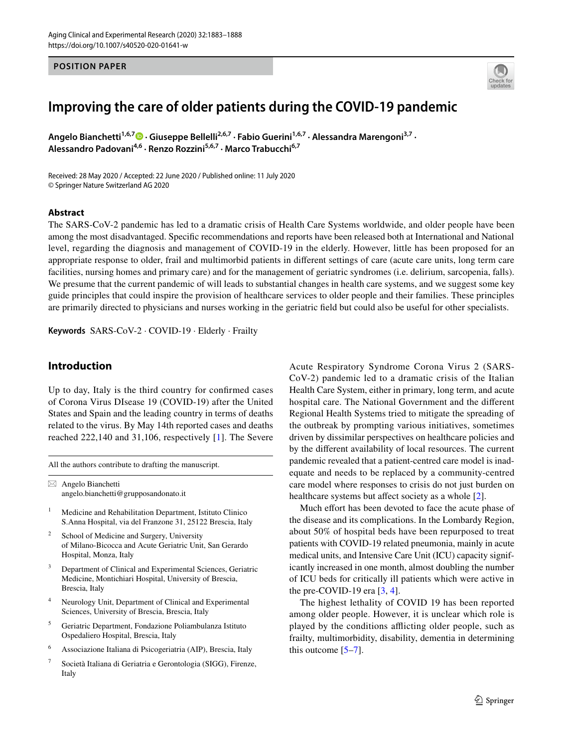POSITION PAPER

# Improving the care of older patients during the COVID-19 pandemic

**Angelo Bianchetti**[1,6,7] **· Giuseppe Bellelli**[2,6,7] **· Fabio Guerini**[1,6,7] **· Alessandra Marengoni**[3,7] **· Alessandro Padovani**[4,6] **· Renzo Rozzini**[5,6,7] **· Marco Trabucchi**[6,7]

Received: 28 May 2020 / Accepted: 22 June 2020 / Published online: 11 July 2020
© Springer Nature Switzerland AG 2020

## Abstract

The SARS-CoV-2 pandemic has led to a dramatic crisis of Health Care Systems worldwide, and older people have been among the most disadvantaged. Specific recommendations and reports have been released both at International and National level, regarding the diagnosis and management of COVID-19 in the elderly. However, little has been proposed for an appropriate response to older, frail and multimorbid patients in different settings of care (acute care units, long term care facilities, nursing homes and primary care) and for the management of geriatric syndromes (i.e. delirium, sarcopenia, falls). We presume that the current pandemic of will leads to substantial changes in health care systems, and we suggest some key guide principles that could inspire the provision of healthcare services to older people and their families. These principles are primarily directed to physicians and nurses working in the geriatric field but could also be useful for other specialists.

**Keywords** SARS-CoV-2 · COVID-19 · Elderly · Frailty

## Introduction

Up to day, Italy is the third country for confirmed cases of Corona Virus DIsease 19 (COVID-19) after the United States and Spain and the leading country in terms of deaths related to the virus. By May 14th reported cases and deaths reached 222,140 and 31,106, respectively [1]. The Severe Acute Respiratory Syndrome Corona Virus 2 (SARS-CoV-2) pandemic led to a dramatic crisis of the Italian Health Care System, either in primary, long term, and acute hospital care. The National Government and the different Regional Health Systems tried to mitigate the spreading of the outbreak by prompting various initiatives, sometimes driven by dissimilar perspectives on healthcare policies and by the different availability of local resources. The current pandemic revealed that a patient-centred care model is inadequate and needs to be replaced by a community-centred care model where responses to crisis do not just burden on healthcare systems but affect society as a whole [2].

Much effort has been devoted to face the acute phase of the disease and its complications. In the Lombardy Region, about 50% of hospital beds have been repurposed to treat patients with COVID-19 related pneumonia, mainly in acute medical units, and Intensive Care Unit (ICU) capacity significantly increased in one month, almost doubling the number of ICU beds for critically ill patients which were active in the pre-COVID-19 era [3, 4].

The highest lethality of COVID 19 has been reported among older people. However, it is unclear which role is played by the conditions afflicting older people, such as frailty, multimorbidity, disability, dementia in determining this outcome [5–7].

All the authors contribute to drafting the manuscript.

✉ Angelo Bianchetti
angelo.bianchetti@grupposandonato.it

1 Medicine and Rehabilitation Department, Istituto Clinico S.Anna Hospital, via del Franzone 31, 25122 Brescia, Italy

2 School of Medicine and Surgery, University of Milano-Bicocca and Acute Geriatric Unit, San Gerardo Hospital, Monza, Italy

3 Department of Clinical and Experimental Sciences, Geriatric Medicine, Montichiari Hospital, University of Brescia, Brescia, Italy

4 Neurology Unit, Department of Clinical and Experimental Sciences, University of Brescia, Brescia, Italy

5 Geriatric Department, Fondazione Poliambulanza Istituto Ospedaliero Hospital, Brescia, Italy

6 Associazione Italiana di Psicogeriatria (AIP), Brescia, Italy

7 Società Italiana di Geriatria e Gerontologia (SIGG), Firenze, Italy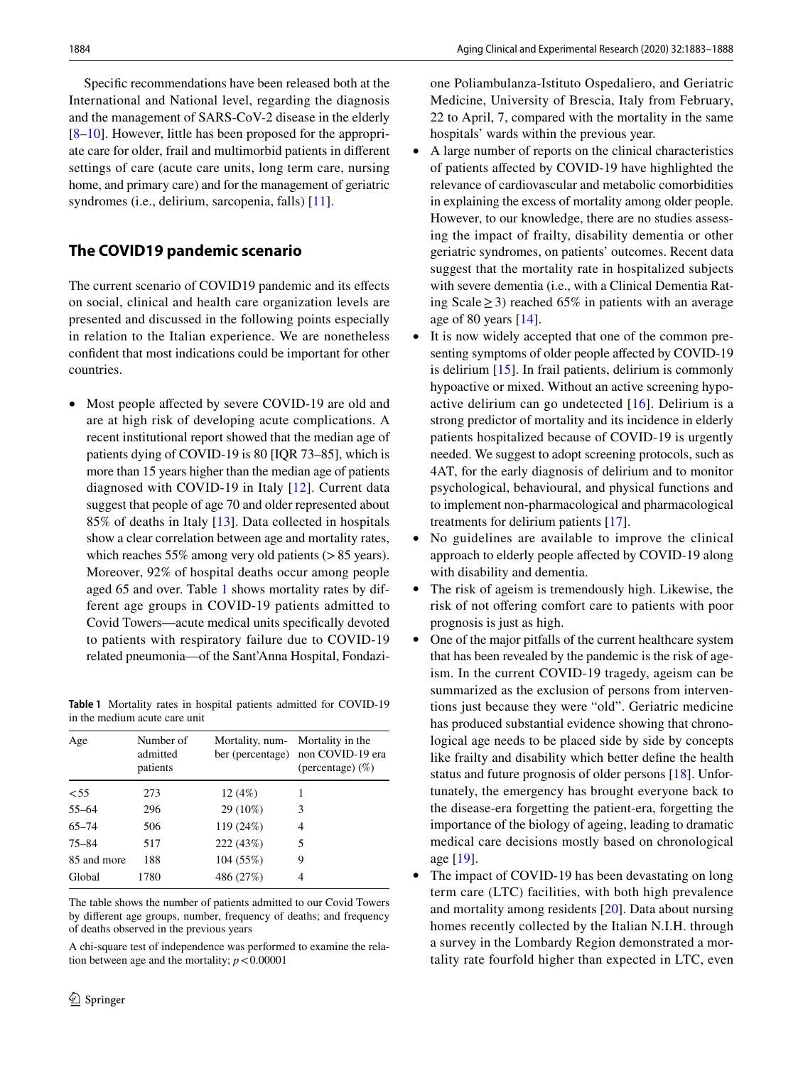Specific recommendations have been released both at the International and National level, regarding the diagnosis and the management of SARS-CoV-2 disease in the elderly [8–10]. However, little has been proposed for the appropriate care for older, frail and multimorbid patients in different settings of care (acute care units, long term care, nursing home, and primary care) and for the management of geriatric syndromes (i.e., delirium, sarcopenia, falls) [11].

## The COVID19 pandemic scenario

The current scenario of COVID19 pandemic and its effects on social, clinical and health care organization levels are presented and discussed in the following points especially in relation to the Italian experience. We are nonetheless confident that most indications could be important for other countries.

- Most people affected by severe COVID-19 are old and are at high risk of developing acute complications. A recent institutional report showed that the median age of patients dying of COVID-19 is 80 [IQR 73–85], which is more than 15 years higher than the median age of patients diagnosed with COVID-19 in Italy [12]. Current data suggest that people of age 70 and older represented about 85% of deaths in Italy [13]. Data collected in hospitals show a clear correlation between age and mortality rates, which reaches 55% among very old patients (> 85 years). Moreover, 92% of hospital deaths occur among people aged 65 and over. Table 1 shows mortality rates by different age groups in COVID-19 patients admitted to Covid Towers—acute medical units specifically devoted to patients with respiratory failure due to COVID-19 related pneumonia—of the Sant'Anna Hospital, Fondazione Poliambulanza-Istituto Ospedaliero, and Geriatric Medicine, University of Brescia, Italy from February, 22 to April, 7, compared with the mortality in the same hospitals' wards within the previous year.
- A large number of reports on the clinical characteristics of patients affected by COVID-19 have highlighted the relevance of cardiovascular and metabolic comorbidities in explaining the excess of mortality among older people. However, to our knowledge, there are no studies assessing the impact of frailty, disability dementia or other geriatric syndromes, on patients' outcomes. Recent data suggest that the mortality rate in hospitalized subjects with severe dementia (i.e., with a Clinical Dementia Rating Scale $\geq 3$) reached 65% in patients with an average age of 80 years [14].
- It is now widely accepted that one of the common presenting symptoms of older people affected by COVID-19 is delirium [15]. In frail patients, delirium is commonly hypoactive or mixed. Without an active screening hypoactive delirium can go undetected [16]. Delirium is a strong predictor of mortality and its incidence in elderly patients hospitalized because of COVID-19 is urgently needed. We suggest to adopt screening protocols, such as 4AT, for the early diagnosis of delirium and to monitor psychological, behavioural, and physical functions and to implement non-pharmacological and pharmacological treatments for delirium patients [17].
- No guidelines are available to improve the clinical approach to elderly people affected by COVID-19 along with disability and dementia.
- The risk of ageism is tremendously high. Likewise, the risk of not offering comfort care to patients with poor prognosis is just as high.
- One of the major pitfalls of the current healthcare system that has been revealed by the pandemic is the risk of ageism. In the current COVID-19 tragedy, ageism can be summarized as the exclusion of persons from interventions just because they were "old". Geriatric medicine has produced substantial evidence showing that chronological age needs to be placed side by side by concepts like frailty and disability which better define the health status and future prognosis of older persons [18]. Unfortunately, the emergency has brought everyone back to the disease-era forgetting the patient-era, forgetting the importance of the biology of ageing, leading to dramatic medical care decisions mostly based on chronological age [19].
- The impact of COVID-19 has been devastating on long term care (LTC) facilities, with both high prevalence and mortality among residents [20]. Data about nursing homes recently collected by the Italian N.I.H. through a survey in the Lombardy Region demonstrated a mortality rate fourfold higher than expected in LTC, even

**Table 1** Mortality rates in hospital patients admitted for COVID-19 in the medium acute care unit

| Age | Number of admitted patients | Mortality, number (percentage) | Mortality in the non COVID-19 era (percentage) (%) |
|---|---|---|---|
| < 55 | 273 | 12 (4%) | 1 |
| 55–64 | 296 | 29 (10%) | 3 |
| 65–74 | 506 | 119 (24%) | 4 |
| 75–84 | 517 | 222 (43%) | 5 |
| 85 and more | 188 | 104 (55%) | 9 |
| Global | 1780 | 486 (27%) | 4 |

The table shows the number of patients admitted to our Covid Towers by different age groups, number, frequency of deaths; and frequency of deaths observed in the previous years

A chi-square test of independence was performed to examine the relation between age and the mortality; $p < 0.00001$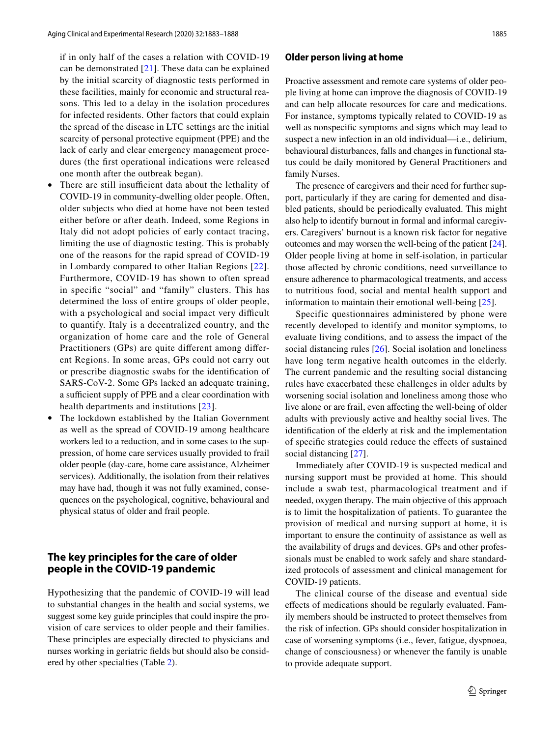if in only half of the cases a relation with COVID-19 can be demonstrated [21]. These data can be explained by the initial scarcity of diagnostic tests performed in these facilities, mainly for economic and structural reasons. This led to a delay in the isolation procedures for infected residents. Other factors that could explain the spread of the disease in LTC settings are the initial scarcity of personal protective equipment (PPE) and the lack of early and clear emergency management procedures (the first operational indications were released one month after the outbreak began).

- There are still insufficient data about the lethality of COVID-19 in community-dwelling older people. Often, older subjects who died at home have not been tested either before or after death. Indeed, some Regions in Italy did not adopt policies of early contact tracing, limiting the use of diagnostic testing. This is probably one of the reasons for the rapid spread of COVID-19 in Lombardy compared to other Italian Regions [22]. Furthermore, COVID-19 has shown to often spread in specific "social" and "family" clusters. This has determined the loss of entire groups of older people, with a psychological and social impact very difficult to quantify. Italy is a decentralized country, and the organization of home care and the role of General Practitioners (GPs) are quite different among different Regions. In some areas, GPs could not carry out or prescribe diagnostic swabs for the identification of SARS-CoV-2. Some GPs lacked an adequate training, a sufficient supply of PPE and a clear coordination with health departments and institutions [23].
- The lockdown established by the Italian Government as well as the spread of COVID-19 among healthcare workers led to a reduction, and in some cases to the suppression, of home care services usually provided to frail older people (day-care, home care assistance, Alzheimer services). Additionally, the isolation from their relatives may have had, though it was not fully examined, consequences on the psychological, cognitive, behavioural and physical status of older and frail people.

## The key principles for the care of older people in the COVID-19 pandemic

Hypothesizing that the pandemic of COVID-19 will lead to substantial changes in the health and social systems, we suggest some key guide principles that could inspire the provision of care services to older people and their families. These principles are especially directed to physicians and nurses working in geriatric fields but should also be considered by other specialties (Table 2).

### Older person living at home

Proactive assessment and remote care systems of older people living at home can improve the diagnosis of COVID-19 and can help allocate resources for care and medications. For instance, symptoms typically related to COVID-19 as well as nonspecific symptoms and signs which may lead to suspect a new infection in an old individual—i.e., delirium, behavioural disturbances, falls and changes in functional status could be daily monitored by General Practitioners and family Nurses.

The presence of caregivers and their need for further support, particularly if they are caring for demented and disabled patients, should be periodically evaluated. This might also help to identify burnout in formal and informal caregivers. Caregivers' burnout is a known risk factor for negative outcomes and may worsen the well-being of the patient [24]. Older people living at home in self-isolation, in particular those affected by chronic conditions, need surveillance to ensure adherence to pharmacological treatments, and access to nutritious food, social and mental health support and information to maintain their emotional well-being [25].

Specific questionnaires administered by phone were recently developed to identify and monitor symptoms, to evaluate living conditions, and to assess the impact of the social distancing rules [26]. Social isolation and loneliness have long term negative health outcomes in the elderly. The current pandemic and the resulting social distancing rules have exacerbated these challenges in older adults by worsening social isolation and loneliness among those who live alone or are frail, even affecting the well-being of older adults with previously active and healthy social lives. The identification of the elderly at risk and the implementation of specific strategies could reduce the effects of sustained social distancing [27].

Immediately after COVID-19 is suspected medical and nursing support must be provided at home. This should include a swab test, pharmacological treatment and if needed, oxygen therapy. The main objective of this approach is to limit the hospitalization of patients. To guarantee the provision of medical and nursing support at home, it is important to ensure the continuity of assistance as well as the availability of drugs and devices. GPs and other professionals must be enabled to work safely and share standardized protocols of assessment and clinical management for COVID-19 patients.

The clinical course of the disease and eventual side effects of medications should be regularly evaluated. Family members should be instructed to protect themselves from the risk of infection. GPs should consider hospitalization in case of worsening symptoms (i.e., fever, fatigue, dyspnoea, change of consciousness) or whenever the family is unable to provide adequate support.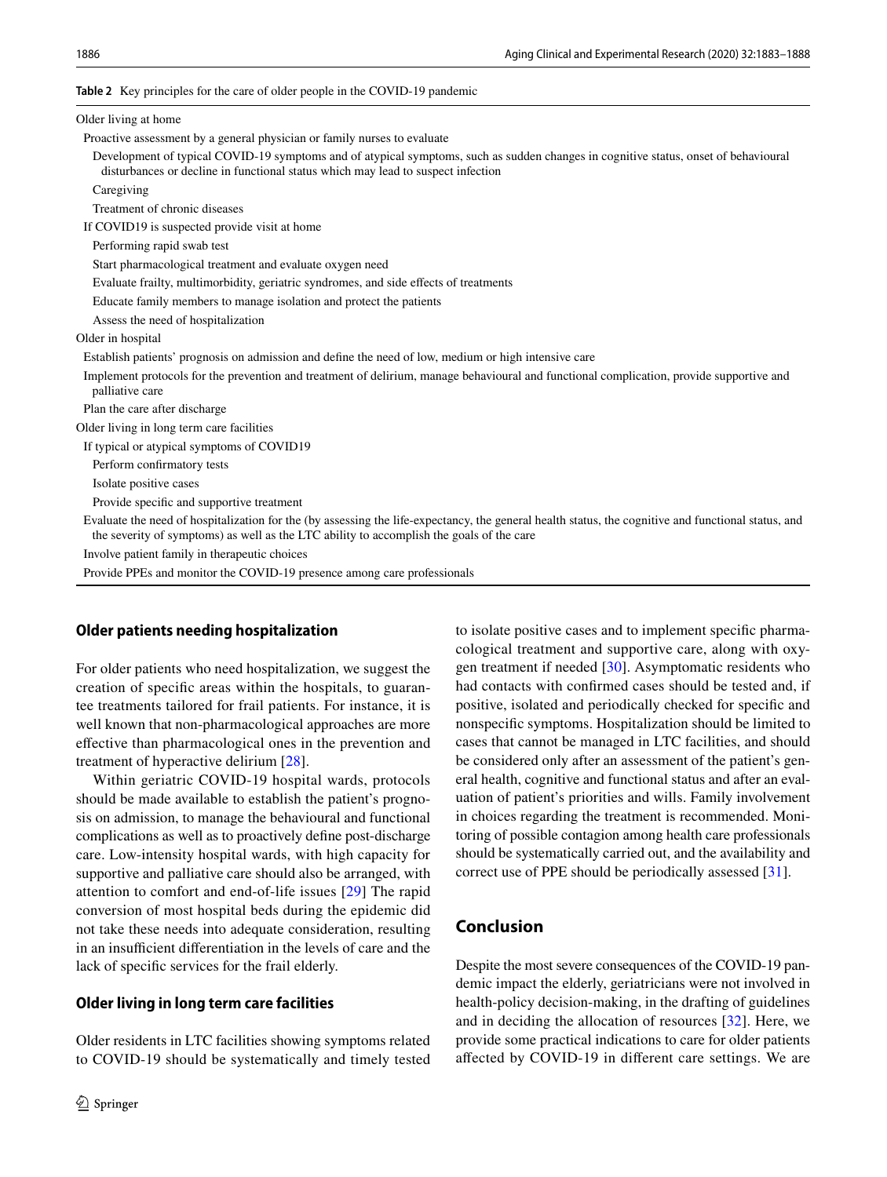**Table 2** Key principles for the care of older people in the COVID-19 pandemic

| |
|---|
| Older living at home |
| Proactive assessment by a general physician or family nurses to evaluate |
| Development of typical COVID-19 symptoms and of atypical symptoms, such as sudden changes in cognitive status, onset of behavioural disturbances or decline in functional status which may lead to suspect infection |
| Caregiving |
| Treatment of chronic diseases |
| If COVID19 is suspected provide visit at home |
| Performing rapid swab test |
| Start pharmacological treatment and evaluate oxygen need |
| Evaluate frailty, multimorbidity, geriatric syndromes, and side effects of treatments |
| Educate family members to manage isolation and protect the patients |
| Assess the need of hospitalization |
| Older in hospital |
| Establish patients' prognosis on admission and define the need of low, medium or high intensive care |
| Implement protocols for the prevention and treatment of delirium, manage behavioural and functional complication, provide supportive and palliative care |
| Plan the care after discharge |
| Older living in long term care facilities |
| If typical or atypical symptoms of COVID19 |
| Perform confirmatory tests |
| Isolate positive cases |
| Provide specific and supportive treatment |
| Evaluate the need of hospitalization for the (by assessing the life-expectancy, the general health status, the cognitive and functional status, and the severity of symptoms) as well as the LTC ability to accomplish the goals of the care |
| Involve patient family in therapeutic choices |
| Provide PPEs and monitor the COVID-19 presence among care professionals |

## Older patients needing hospitalization

For older patients who need hospitalization, we suggest the creation of specific areas within the hospitals, to guarantee treatments tailored for frail patients. For instance, it is well known that non-pharmacological approaches are more effective than pharmacological ones in the prevention and treatment of hyperactive delirium [28].

Within geriatric COVID-19 hospital wards, protocols should be made available to establish the patient's prognosis on admission, to manage the behavioural and functional complications as well as to proactively define post-discharge care. Low-intensity hospital wards, with high capacity for supportive and palliative care should also be arranged, with attention to comfort and end-of-life issues [29] The rapid conversion of most hospital beds during the epidemic did not take these needs into adequate consideration, resulting in an insufficient differentiation in the levels of care and the lack of specific services for the frail elderly.

## Older living in long term care facilities

Older residents in LTC facilities showing symptoms related to COVID-19 should be systematically and timely tested to isolate positive cases and to implement specific pharmacological treatment and supportive care, along with oxygen treatment if needed [30]. Asymptomatic residents who had contacts with confirmed cases should be tested and, if positive, isolated and periodically checked for specific and nonspecific symptoms. Hospitalization should be limited to cases that cannot be managed in LTC facilities, and should be considered only after an assessment of the patient's general health, cognitive and functional status and after an evaluation of patient's priorities and wills. Family involvement in choices regarding the treatment is recommended. Monitoring of possible contagion among health care professionals should be systematically carried out, and the availability and correct use of PPE should be periodically assessed [31].

## Conclusion

Despite the most severe consequences of the COVID-19 pandemic impact the elderly, geriatricians were not involved in health-policy decision-making, in the drafting of guidelines and in deciding the allocation of resources [32]. Here, we provide some practical indications to care for older patients affected by COVID-19 in different care settings. We are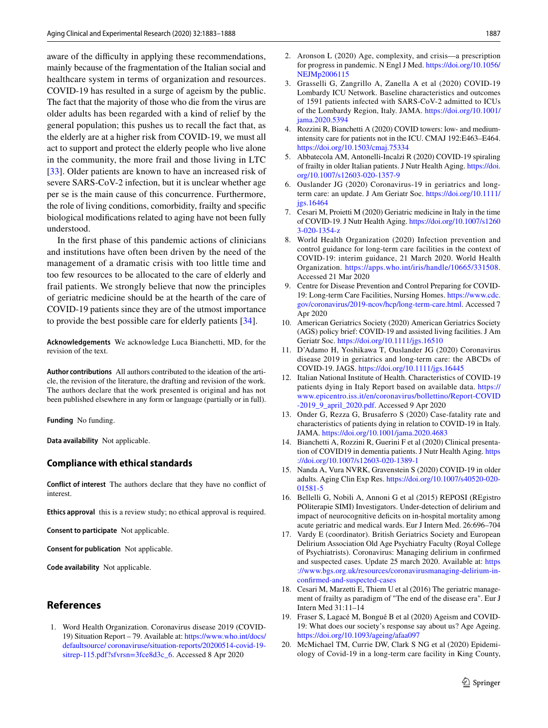aware of the difficulty in applying these recommendations, mainly because of the fragmentation of the Italian social and healthcare system in terms of organization and resources. COVID-19 has resulted in a surge of ageism by the public. The fact that the majority of those who die from the virus are older adults has been regarded with a kind of relief by the general population; this pushes us to recall the fact that, as the elderly are at a higher risk from COVID-19, we must all act to support and protect the elderly people who live alone in the community, the more frail and those living in LTC [33]. Older patients are known to have an increased risk of severe SARS-CoV-2 infection, but it is unclear whether age per se is the main cause of this concurrence. Furthermore, the role of living conditions, comorbidity, frailty and specific biological modifications related to aging have not been fully understood.

In the first phase of this pandemic actions of clinicians and institutions have often been driven by the need of the management of a dramatic crisis with too little time and too few resources to be allocated to the care of elderly and frail patients. We strongly believe that now the principles of geriatric medicine should be at the hearth of the care of COVID-19 patients since they are of the utmost importance to provide the best possible care for elderly patients [34].

**Acknowledgements** We acknowledge Luca Bianchetti, MD, for the revision of the text.

**Author contributions** All authors contributed to the ideation of the article, the revision of the literature, the drafting and revision of the work. The authors declare that the work presented is original and has not been published elsewhere in any form or language (partially or in full).

**Funding** No funding.

**Data availability** Not applicable.

## Compliance with ethical standards

**Conflict of interest** The authors declare that they have no conflict of interest.

**Ethics approval** this is a review study; no ethical approval is required.

**Consent to participate** Not applicable.

**Consent for publication** Not applicable.

**Code availability** Not applicable.

## References

1. Word Health Organization. Coronavirus disease 2019 (COVID-19) Situation Report – 79. Available at: https://www.who.int/docs/defaultsource/ coronaviruse/situation-reports/20200514-covid-19-sitrep-115.pdf?sfvrsn=3fce8d3c_6. Accessed 8 Apr 2020
2. Aronson L (2020) Age, complexity, and crisis—a prescription for progress in pandemic. N Engl J Med. https://doi.org/10.1056/NEJMp2006115
3. Grasselli G, Zangrillo A, Zanella A et al (2020) COVID-19 Lombardy ICU Network. Baseline characteristics and outcomes of 1591 patients infected with SARS-CoV-2 admitted to ICUs of the Lombardy Region, Italy. JAMA. https://doi.org/10.1001/jama.2020.5394
4. Rozzini R, Bianchetti A (2020) COVID towers: low- and medium-intensity care for patients not in the ICU. CMAJ 192:E463–E464. https://doi.org/10.1503/cmaj.75334
5. Abbatecola AM, Antonelli-Incalzi R (2020) COVID-19 spiraling of frailty in older Italian patients. J Nutr Health Aging. https://doi.org/10.1007/s12603-020-1357-9
6. Ouslander JG (2020) Coronavirus-19 in geriatrics and long-term care: an update. J Am Geriatr Soc. https://doi.org/10.1111/jgs.16464
7. Cesari M, Proietti M (2020) Geriatric medicine in Italy in the time of COVID-19. J Nutr Health Aging. https://doi.org/10.1007/s12603-020-1354-z
8. World Health Organization (2020) Infection prevention and control guidance for long-term care facilities in the context of COVID-19: interim guidance, 21 March 2020. World Health Organization. https://apps.who.int/iris/handle/10665/331508. Accessed 21 Mar 2020
9. Centre for Disease Prevention and Control Preparing for COVID-19: Long-term Care Facilities, Nursing Homes. https://www.cdc.gov/coronavirus/2019-ncov/hcp/long-term-care.html. Accessed 7 Apr 2020
10. American Geriatrics Society (2020) American Geriatrics Society (AGS) policy brief: COVID-19 and assisted living facilities. J Am Geriatr Soc. https://doi.org/10.1111/jgs.16510
11. D'Adamo H, Yoshikawa T, Ouslander JG (2020) Coronavirus disease 2019 in geriatrics and long-term care: the ABCDs of COVID-19. JAGS. https://doi.org/10.1111/jgs.16445
12. Italian National Institute of Health. Characteristics of COVID-19 patients dying in Italy Report based on available data. https://www.epicentro.iss.it/en/coronavirus/bollettino/Report-COVID-2019_9_april_2020.pdf. Accessed 9 Apr 2020
13. Onder G, Rezza G, Brusaferro S (2020) Case-fatality rate and characteristics of patients dying in relation to COVID-19 in Italy. JAMA. https://doi.org/10.1001/jama.2020.4683
14. Bianchetti A, Rozzini R, Guerini F et al (2020) Clinical presentation of COVID19 in dementia patients. J Nutr Health Aging. https://doi.org/10.1007/s12603-020-1389-1
15. Nanda A, Vura NVRK, Gravenstein S (2020) COVID-19 in older adults. Aging Clin Exp Res. https://doi.org/10.1007/s40520-020-01581-5
16. Bellelli G, Nobili A, Annoni G et al (2015) REPOSI (REgistro POliterapie SIMI) Investigators. Under-detection of delirium and impact of neurocognitive deficits on in-hospital mortality among acute geriatric and medical wards. Eur J Intern Med. 26:696–704
17. Vardy E (coordinator). British Geriatrics Society and European Delirium Association Old Age Psychiatry Faculty (Royal College of Psychiatrists). Coronavirus: Managing delirium in confirmed and suspected cases. Update 25 march 2020. Available at: https://www.bgs.org.uk/resources/coronavirusmanaging-delirium-in-confirmed-and-suspected-cases
18. Cesari M, Marzetti E, Thiem U et al (2016) The geriatric management of frailty as paradigm of "The end of the disease era". Eur J Intern Med 31:11–14
19. Fraser S, Lagacé M, Bongué B et al (2020) Ageism and COVID-19: What does our society's response say about us? Age Ageing. https://doi.org/10.1093/ageing/afaa097
20. McMichael TM, Currie DW, Clark S NG et al (2020) Epidemiology of Covid-19 in a long-term care facility in King County,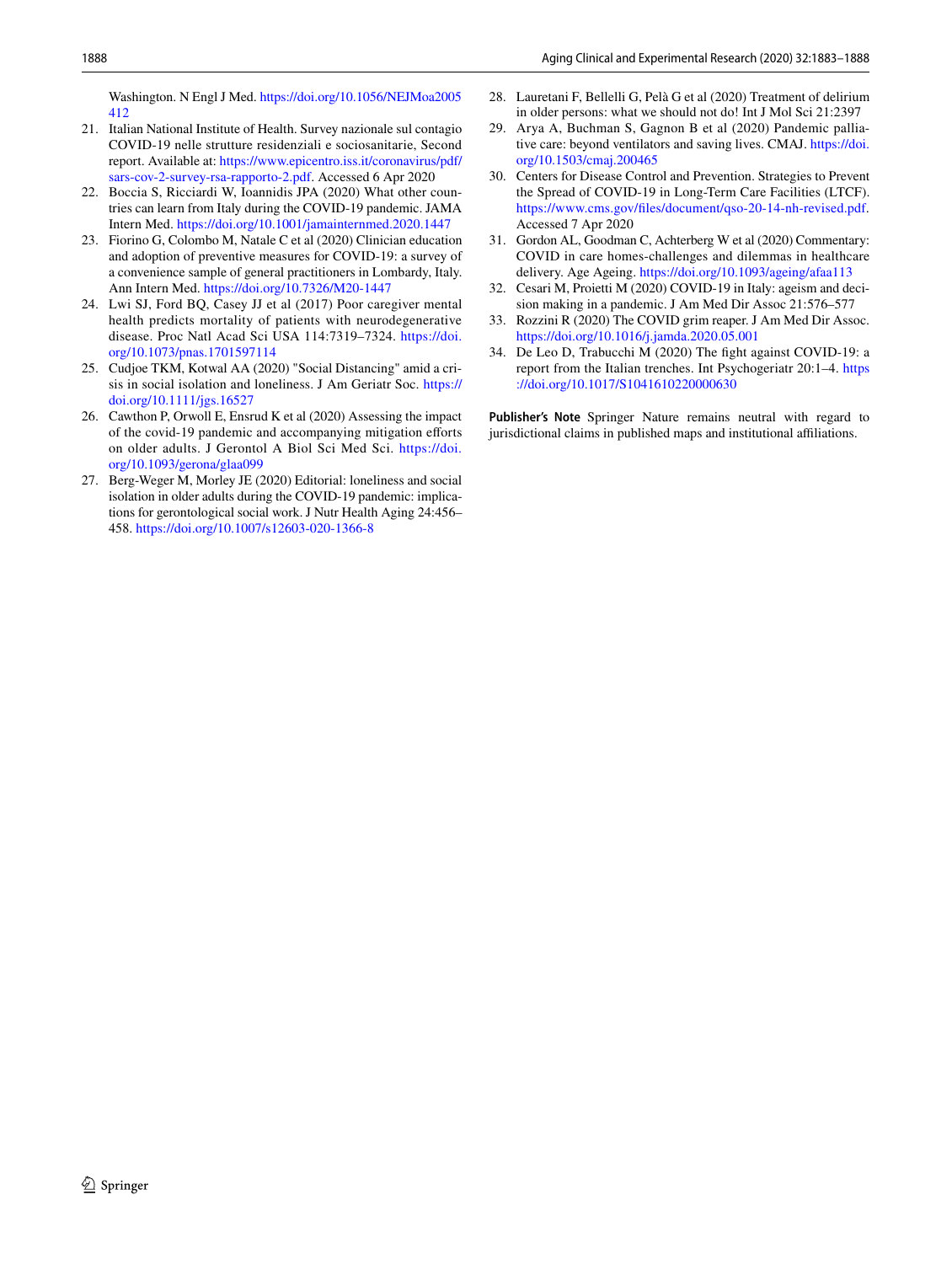Washington. N Engl J Med. https://doi.org/10.1056/NEJMoa2005412

21. Italian National Institute of Health. Survey nazionale sul contagio COVID-19 nelle strutture residenziali e sociosanitarie, Second report. Available at: https://www.epicentro.iss.it/coronavirus/pdf/sars-cov-2-survey-rsa-rapporto-2.pdf. Accessed 6 Apr 2020
22. Boccia S, Ricciardi W, Ioannidis JPA (2020) What other countries can learn from Italy during the COVID-19 pandemic. JAMA Intern Med. https://doi.org/10.1001/jamainternmed.2020.1447
23. Fiorino G, Colombo M, Natale C et al (2020) Clinician education and adoption of preventive measures for COVID-19: a survey of a convenience sample of general practitioners in Lombardy, Italy. Ann Intern Med. https://doi.org/10.7326/M20-1447
24. Lwi SJ, Ford BQ, Casey JJ et al (2017) Poor caregiver mental health predicts mortality of patients with neurodegenerative disease. Proc Natl Acad Sci USA 114:7319–7324. https://doi.org/10.1073/pnas.1701597114
25. Cudjoe TKM, Kotwal AA (2020) "Social Distancing" amid a crisis in social isolation and loneliness. J Am Geriatr Soc. https://doi.org/10.1111/jgs.16527
26. Cawthon P, Orwoll E, Ensrud K et al (2020) Assessing the impact of the covid-19 pandemic and accompanying mitigation efforts on older adults. J Gerontol A Biol Sci Med Sci. https://doi.org/10.1093/gerona/glaa099
27. Berg-Weger M, Morley JE (2020) Editorial: loneliness and social isolation in older adults during the COVID-19 pandemic: implications for gerontological social work. J Nutr Health Aging 24:456–458. https://doi.org/10.1007/s12603-020-1366-8
28. Lauretani F, Bellelli G, Pelà G et al (2020) Treatment of delirium in older persons: what we should not do! Int J Mol Sci 21:2397
29. Arya A, Buchman S, Gagnon B et al (2020) Pandemic palliative care: beyond ventilators and saving lives. CMAJ. https://doi.org/10.1503/cmaj.200465
30. Centers for Disease Control and Prevention. Strategies to Prevent the Spread of COVID-19 in Long-Term Care Facilities (LTCF). https://www.cms.gov/files/document/qso-20-14-nh-revised.pdf. Accessed 7 Apr 2020
31. Gordon AL, Goodman C, Achterberg W et al (2020) Commentary: COVID in care homes-challenges and dilemmas in healthcare delivery. Age Ageing. https://doi.org/10.1093/ageing/afaa113
32. Cesari M, Proietti M (2020) COVID-19 in Italy: ageism and decision making in a pandemic. J Am Med Dir Assoc 21:576–577
33. Rozzini R (2020) The COVID grim reaper. J Am Med Dir Assoc. https://doi.org/10.1016/j.jamda.2020.05.001
34. De Leo D, Trabucchi M (2020) The fight against COVID-19: a report from the Italian trenches. Int Psychogeriatr 20:1–4. https://doi.org/10.1017/S1041610220000630

**Publisher's Note** Springer Nature remains neutral with regard to jurisdictional claims in published maps and institutional affiliations.